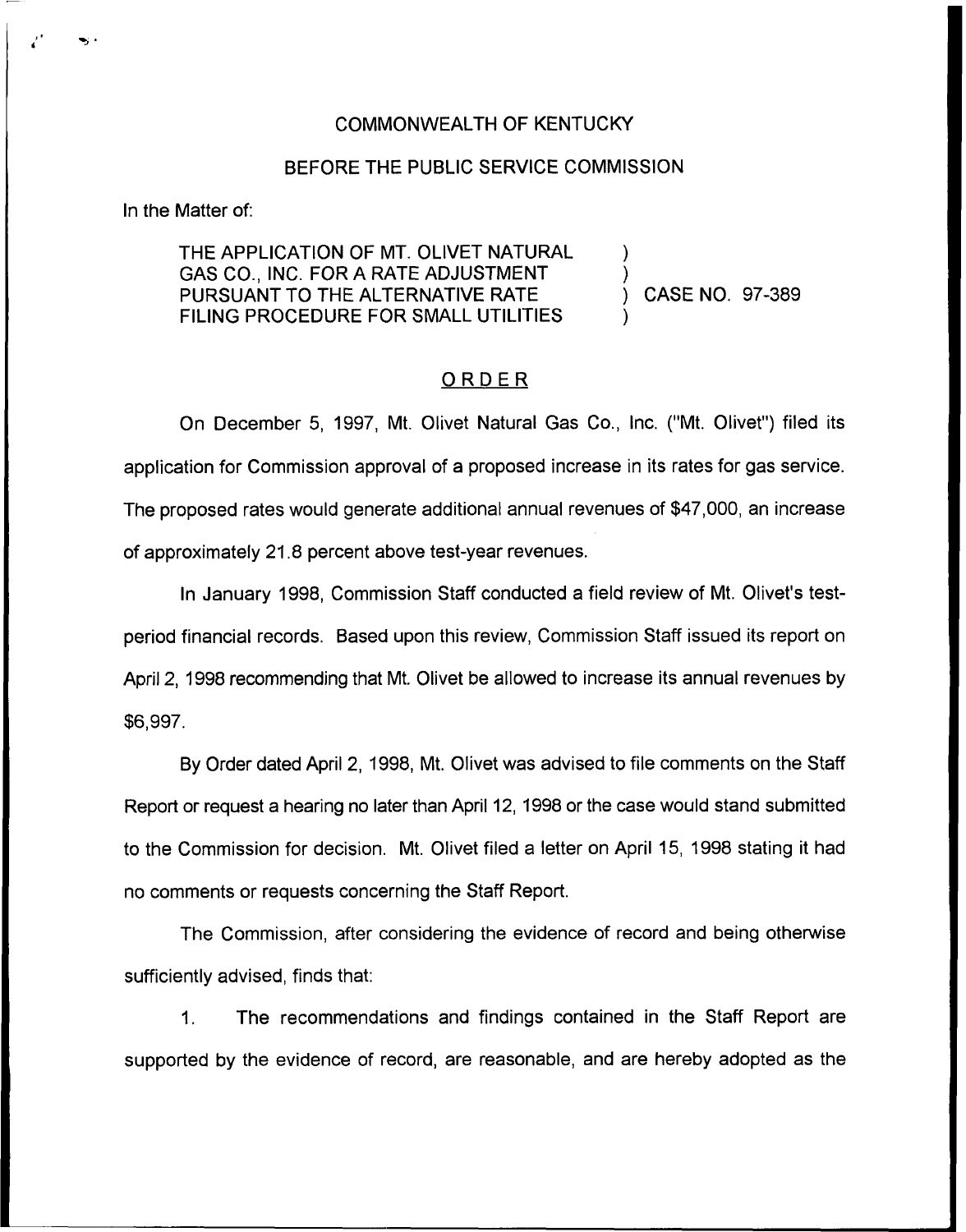COMMONWEALTH OF KENTUCKY

BEFORE THE PUBLIC SERVICE COMMISSION

In the Matter of:

| | | |
|---|---|---|
| THE APPLICATION OF MT. OLIVET NATURAL GAS CO., INC. FOR A RATE ADJUSTMENT PURSUANT TO THE ALTERNATIVE RATE FILING PROCEDURE FOR SMALL UTILITIES | ) | CASE NO. 97-389 |

## ORDER

On December 5, 1997, Mt. Olivet Natural Gas Co., Inc. ("Mt. Olivet") filed its application for Commission approval of a proposed increase in its rates for gas service. The proposed rates would generate additional annual revenues of $47,000, an increase of approximately 21.8 percent above test-year revenues.

In January 1998, Commission Staff conducted a field review of Mt. Olivet's test-period financial records. Based upon this review, Commission Staff issued its report on April 2, 1998 recommending that Mt. Olivet be allowed to increase its annual revenues by $6,997.

By Order dated April 2, 1998, Mt. Olivet was advised to file comments on the Staff Report or request a hearing no later than April 12, 1998 or the case would stand submitted to the Commission for decision. Mt. Olivet filed a letter on April 15, 1998 stating it had no comments or requests concerning the Staff Report.

The Commission, after considering the evidence of record and being otherwise sufficiently advised, finds that:

1. The recommendations and findings contained in the Staff Report are supported by the evidence of record, are reasonable, and are hereby adopted as the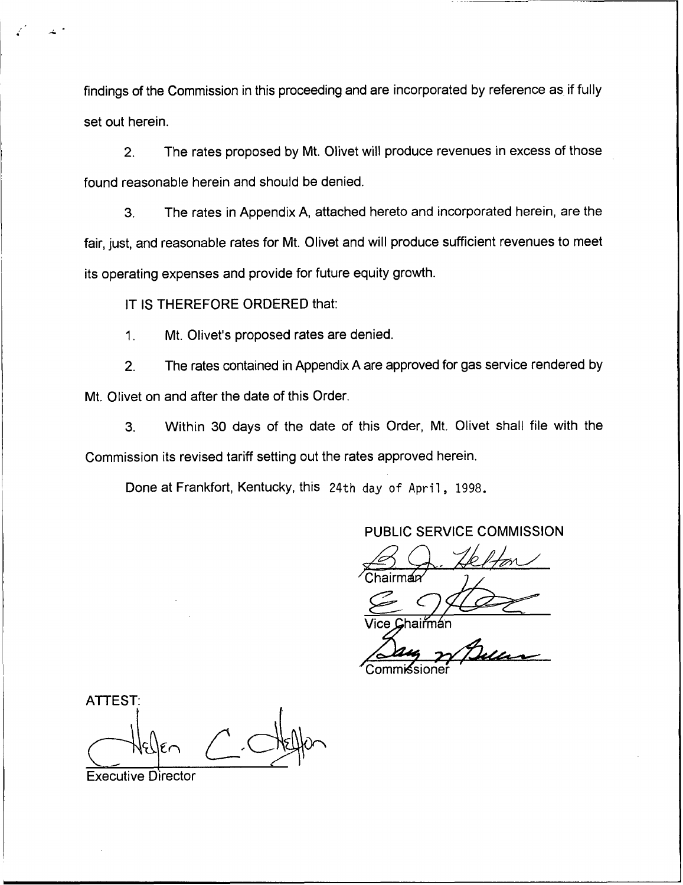findings of the Commission in this proceeding and are incorporated by reference as if fully set out herein.

2. The rates proposed by Mt. Olivet will produce revenues in excess of those found reasonable herein and should be denied.

3. The rates in Appendix A, attached hereto and incorporated herein, are the fair, just, and reasonable rates for Mt. Olivet and will produce sufficient revenues to meet its operating expenses and provide for future equity growth.

IT IS THEREFORE ORDERED that:

1. Mt. Olivet's proposed rates are denied.

2. The rates contained in Appendix A are approved for gas service rendered by Mt. Olivet on and after the date of this Order.

3. Within 30 days of the date of this Order, Mt. Olivet shall file with the Commission its revised tariff setting out the rates approved herein.

Done at Frankfort, Kentucky, this 24th day of April, 1998.

PUBLIC SERVICE COMMISSION

Chairman

Vice Chairman

Commissioner

ATTEST:

Executive Director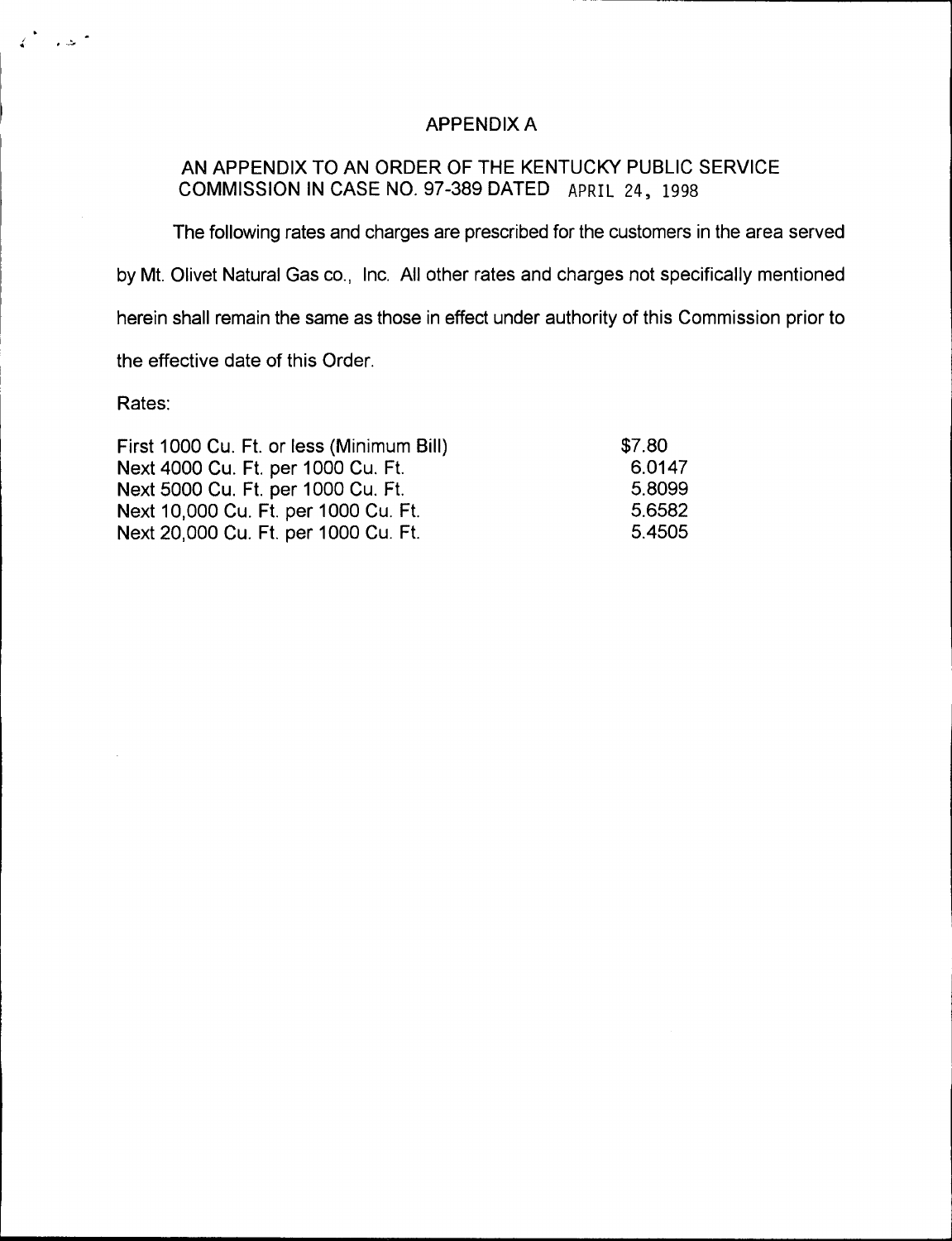# APPENDIX A

## AN APPENDIX TO AN ORDER OF THE KENTUCKY PUBLIC SERVICE COMMISSION IN CASE NO. 97-389 DATED APRIL 24, 1998

The following rates and charges are prescribed for the customers in the area served by Mt. Olivet Natural Gas co., Inc. All other rates and charges not specifically mentioned herein shall remain the same as those in effect under authority of this Commission prior to the effective date of this Order.

Rates:

| | |
|---|---|
| First 1000 Cu. Ft. or less (Minimum Bill) | $7.80 |
| Next 4000 Cu. Ft. per 1000 Cu. Ft. | 6.0147 |
| Next 5000 Cu. Ft. per 1000 Cu. Ft. | 5.8099 |
| Next 10,000 Cu. Ft. per 1000 Cu. Ft. | 5.6582 |
| Next 20,000 Cu. Ft. per 1000 Cu. Ft. | 5.4505 |